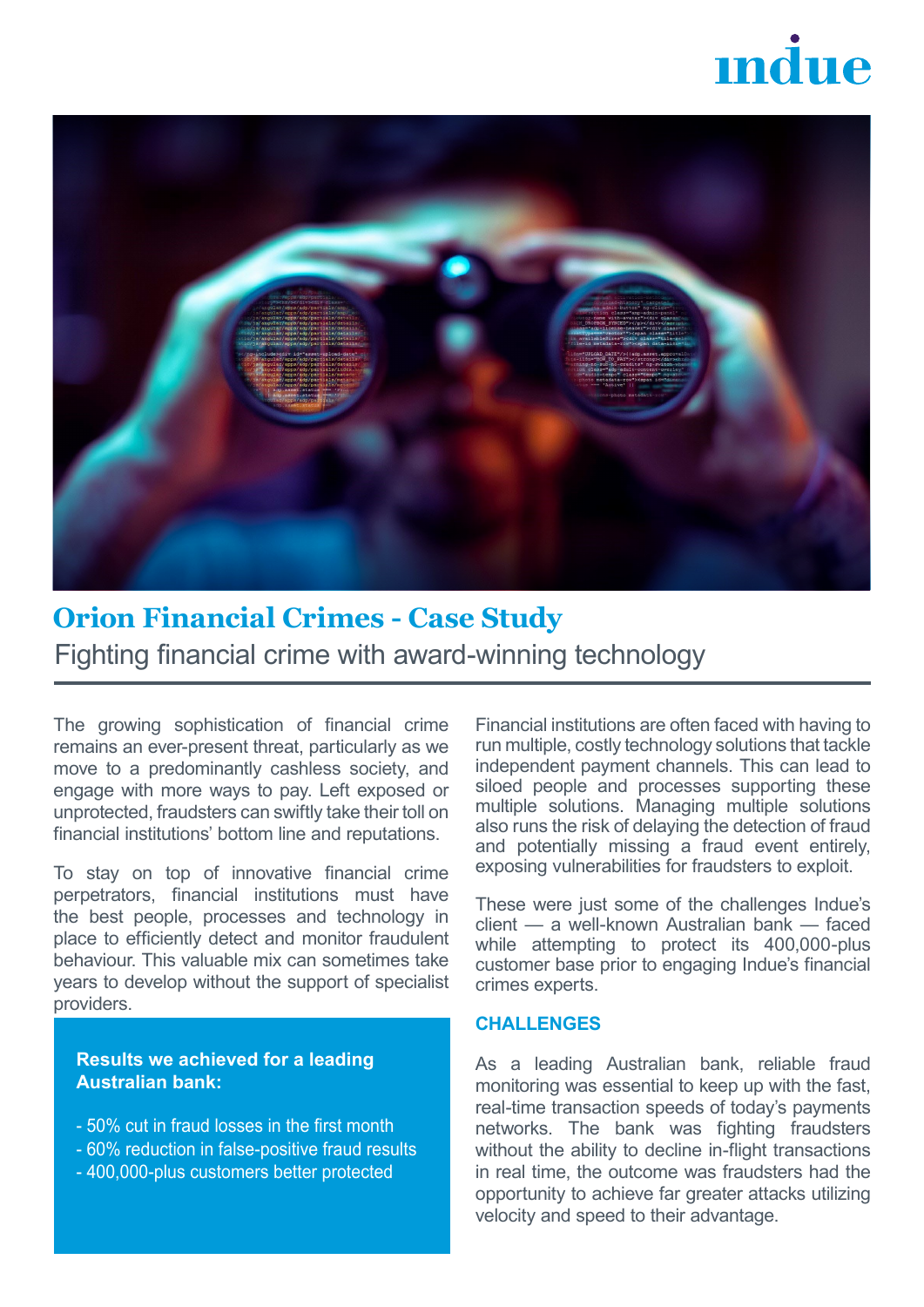# Orion Financial Crimes - Case Study

## Fighting financial crime with award-winning technology

The growing sophistication of financial crime remains an ever-present threat, particularly as we move to a predominantly cashless society, and engage with more ways to pay. Left exposed or unprotected, fraudsters can swiftly take their toll on financial institutions' bottom line and reputations.

To stay on top of innovative financial crime perpetrators, financial institutions must have the best people, processes and technology in place to efficiently detect and monitor fraudulent behaviour. This valuable mix can sometimes take years to develop without the support of specialist providers.

**Results we achieved for a leading Australian bank:**

- 50% cut in fraud losses in the first month
- 60% reduction in false-positive fraud results
- 400,000-plus customers better protected

Financial institutions are often faced with having to run multiple, costly technology solutions that tackle independent payment channels. This can lead to siloed people and processes supporting these multiple solutions. Managing multiple solutions also runs the risk of delaying the detection of fraud and potentially missing a fraud event entirely, exposing vulnerabilities for fraudsters to exploit.

These were just some of the challenges Indue's client — a well-known Australian bank — faced while attempting to protect its 400,000-plus customer base prior to engaging Indue's financial crimes experts.

### CHALLENGES

As a leading Australian bank, reliable fraud monitoring was essential to keep up with the fast, real-time transaction speeds of today's payments networks. The bank was fighting fraudsters without the ability to decline in-flight transactions in real time, the outcome was fraudsters had the opportunity to achieve far greater attacks utilizing velocity and speed to their advantage.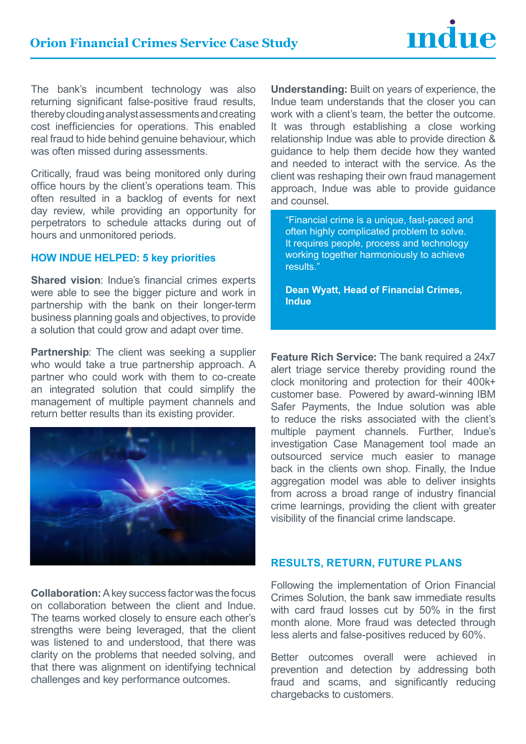The bank's incumbent technology was also returning significant false-positive fraud results, thereby clouding analyst assessments and creating cost inefficiencies for operations. This enabled real fraud to hide behind genuine behaviour, which was often missed during assessments.

Critically, fraud was being monitored only during office hours by the client's operations team. This often resulted in a backlog of events for next day review, while providing an opportunity for perpetrators to schedule attacks during out of hours and unmonitored periods.

## HOW INDUE HELPED: 5 key priorities

**Shared vision**: Indue's financial crimes experts were able to see the bigger picture and work in partnership with the bank on their longer-term business planning goals and objectives, to provide a solution that could grow and adapt over time.

**Partnership**: The client was seeking a supplier who would take a true partnership approach. A partner who could work with them to co-create an integrated solution that could simplify the management of multiple payment channels and return better results than its existing provider.

**Collaboration:** A key success factor was the focus on collaboration between the client and Indue. The teams worked closely to ensure each other's strengths were being leveraged, that the client was listened to and understood, that there was clarity on the problems that needed solving, and that there was alignment on identifying technical challenges and key performance outcomes.

**Understanding:** Built on years of experience, the Indue team understands that the closer you can work with a client's team, the better the outcome. It was through establishing a close working relationship Indue was able to provide direction & guidance to help them decide how they wanted and needed to interact with the service. As the client was reshaping their own fraud management approach, Indue was able to provide guidance and counsel.

> "Financial crime is a unique, fast-paced and often highly complicated problem to solve. It requires people, process and technology working together harmoniously to achieve results."
>
> **Dean Wyatt, Head of Financial Crimes, Indue**

**Feature Rich Service:** The bank required a 24x7 alert triage service thereby providing round the clock monitoring and protection for their 400k+ customer base. Powered by award-winning IBM Safer Payments, the Indue solution was able to reduce the risks associated with the client's multiple payment channels. Further, Indue's investigation Case Management tool made an outsourced service much easier to manage back in the clients own shop. Finally, the Indue aggregation model was able to deliver insights from across a broad range of industry financial crime learnings, providing the client with greater visibility of the financial crime landscape.

## RESULTS, RETURN, FUTURE PLANS

Following the implementation of Orion Financial Crimes Solution, the bank saw immediate results with card fraud losses cut by 50% in the first month alone. More fraud was detected through less alerts and false-positives reduced by 60%.

Better outcomes overall were achieved in prevention and detection by addressing both fraud and scams, and significantly reducing chargebacks to customers.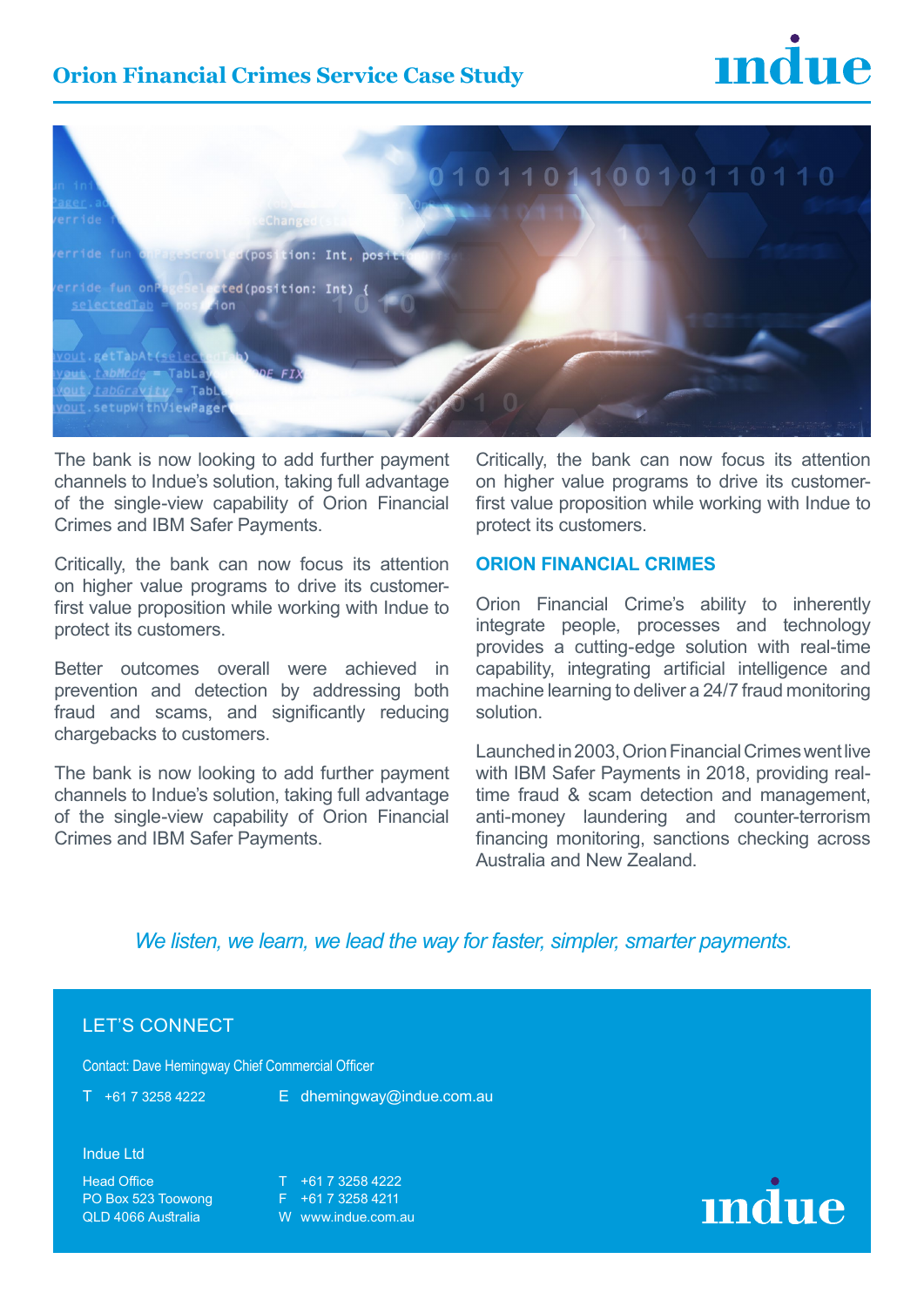The bank is now looking to add further payment channels to Indue's solution, taking full advantage of the single-view capability of Orion Financial Crimes and IBM Safer Payments.

Critically, the bank can now focus its attention on higher value programs to drive its customer-first value proposition while working with Indue to protect its customers.

Better outcomes overall were achieved in prevention and detection by addressing both fraud and scams, and significantly reducing chargebacks to customers.

The bank is now looking to add further payment channels to Indue's solution, taking full advantage of the single-view capability of Orion Financial Crimes and IBM Safer Payments.

Critically, the bank can now focus its attention on higher value programs to drive its customer-first value proposition while working with Indue to protect its customers.

## ORION FINANCIAL CRIMES

Orion Financial Crime's ability to inherently integrate people, processes and technology provides a cutting-edge solution with real-time capability, integrating artificial intelligence and machine learning to deliver a 24/7 fraud monitoring solution.

Launched in 2003, Orion Financial Crimes went live with IBM Safer Payments in 2018, providing real-time fraud & scam detection and management, anti-money laundering and counter-terrorism financing monitoring, sanctions checking across Australia and New Zealand.

*We listen, we learn, we lead the way for faster, simpler, smarter payments.*

## LET'S CONNECT

Contact: Dave Hemingway Chief Commercial Officer

T +61 7 3258 4222
E dhemingway@indue.com.au

Indue Ltd

Head Office
PO Box 523 Toowong
QLD 4066 Australia

T +61 7 3258 4222
F +61 7 3258 4211
W www.indue.com.au

indue